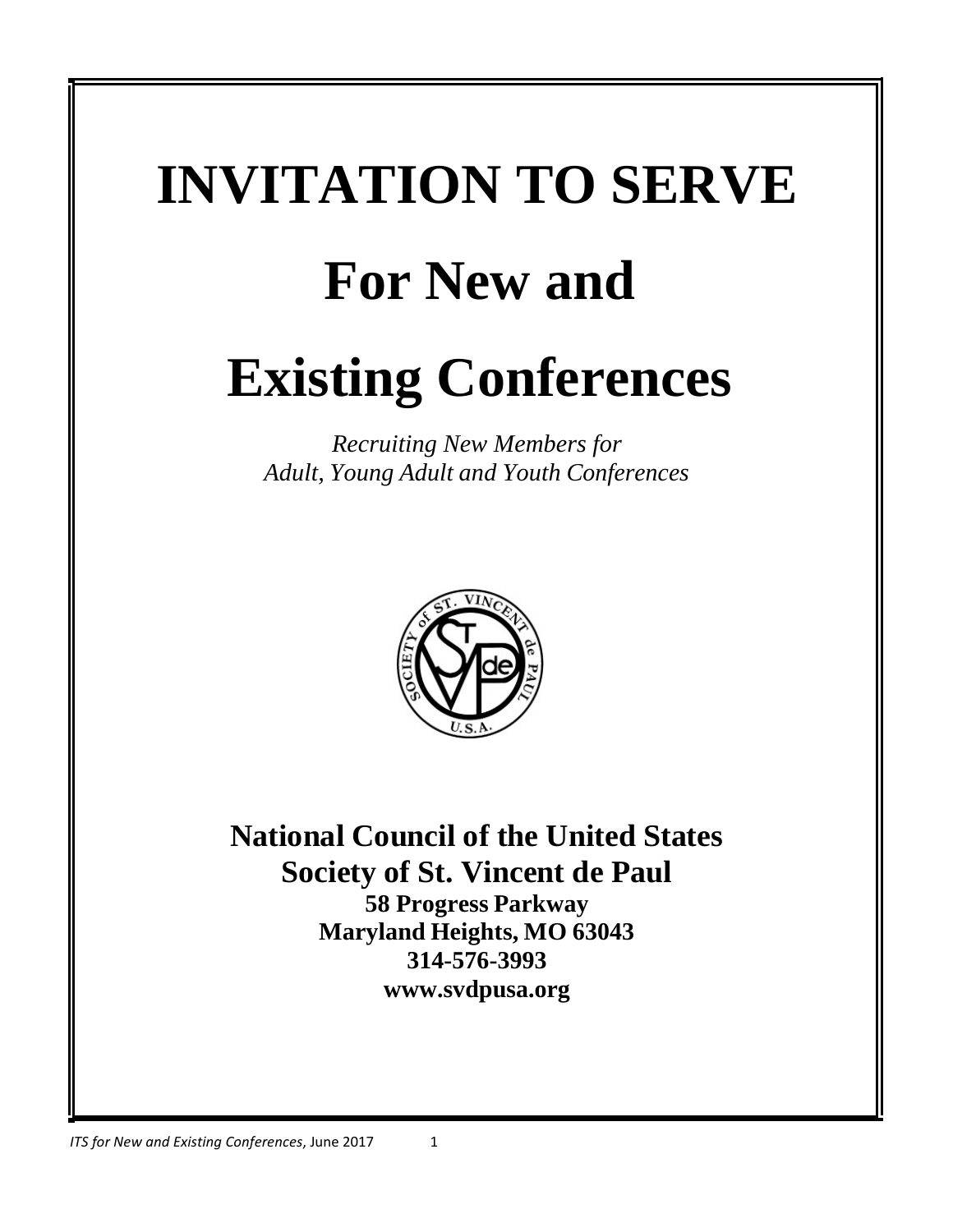# INVITATION TO SERVE

# For New and

# Existing Conferences

*Recruiting New Members for*
*Adult, Young Adult and Youth Conferences*

**National Council of the United States**
**Society of St. Vincent de Paul**
**58 Progress Parkway**
**Maryland Heights, MO 63043**
**314-576-3993**
**www.svdpusa.org**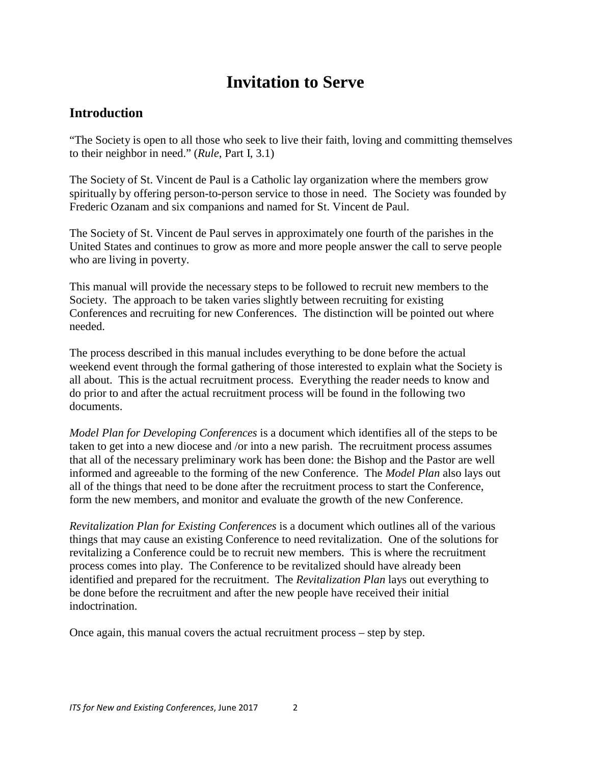# Invitation to Serve

## Introduction

"The Society is open to all those who seek to live their faith, loving and committing themselves to their neighbor in need." (*Rule*, Part I, 3.1)

The Society of St. Vincent de Paul is a Catholic lay organization where the members grow spiritually by offering person-to-person service to those in need. The Society was founded by Frederic Ozanam and six companions and named for St. Vincent de Paul.

The Society of St. Vincent de Paul serves in approximately one fourth of the parishes in the United States and continues to grow as more and more people answer the call to serve people who are living in poverty.

This manual will provide the necessary steps to be followed to recruit new members to the Society. The approach to be taken varies slightly between recruiting for existing Conferences and recruiting for new Conferences. The distinction will be pointed out where needed.

The process described in this manual includes everything to be done before the actual weekend event through the formal gathering of those interested to explain what the Society is all about. This is the actual recruitment process. Everything the reader needs to know and do prior to and after the actual recruitment process will be found in the following two documents.

*Model Plan for Developing Conferences* is a document which identifies all of the steps to be taken to get into a new diocese and /or into a new parish. The recruitment process assumes that all of the necessary preliminary work has been done: the Bishop and the Pastor are well informed and agreeable to the forming of the new Conference. The *Model Plan* also lays out all of the things that need to be done after the recruitment process to start the Conference, form the new members, and monitor and evaluate the growth of the new Conference.

*Revitalization Plan for Existing Conferences* is a document which outlines all of the various things that may cause an existing Conference to need revitalization. One of the solutions for revitalizing a Conference could be to recruit new members. This is where the recruitment process comes into play. The Conference to be revitalized should have already been identified and prepared for the recruitment. The *Revitalization Plan* lays out everything to be done before the recruitment and after the new people have received their initial indoctrination.

Once again, this manual covers the actual recruitment process – step by step.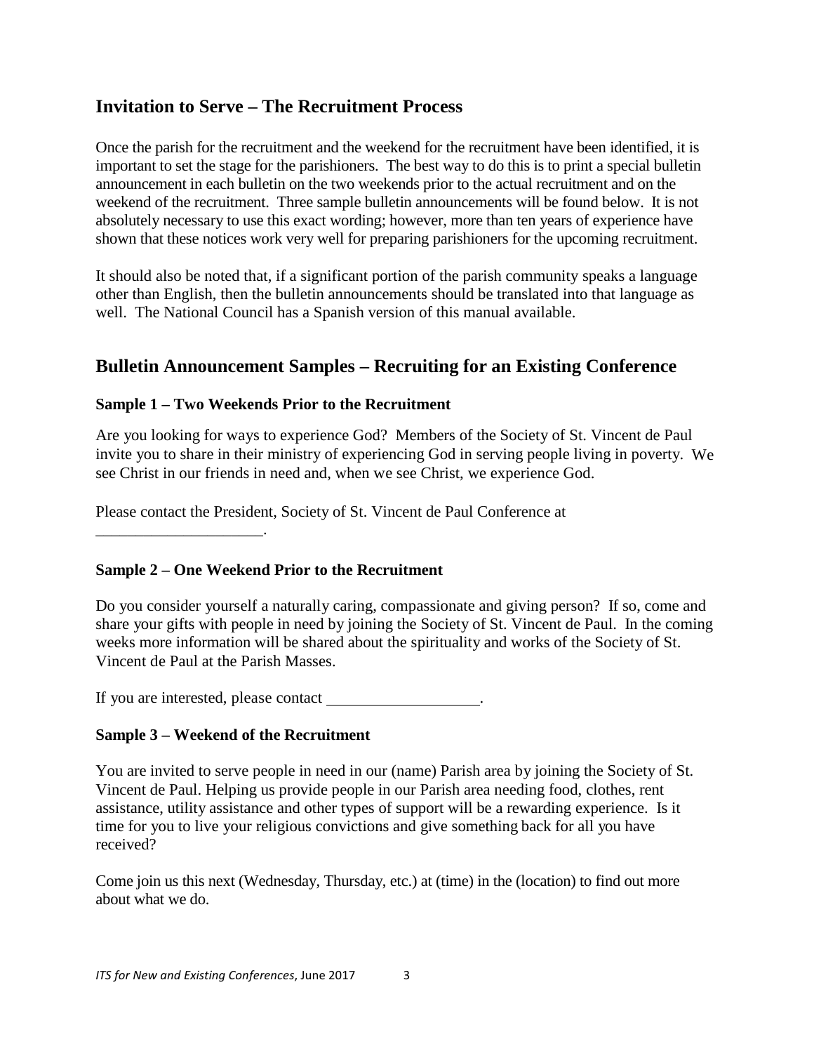## Invitation to Serve – The Recruitment Process

Once the parish for the recruitment and the weekend for the recruitment have been identified, it is important to set the stage for the parishioners. The best way to do this is to print a special bulletin announcement in each bulletin on the two weekends prior to the actual recruitment and on the weekend of the recruitment. Three sample bulletin announcements will be found below. It is not absolutely necessary to use this exact wording; however, more than ten years of experience have shown that these notices work very well for preparing parishioners for the upcoming recruitment.

It should also be noted that, if a significant portion of the parish community speaks a language other than English, then the bulletin announcements should be translated into that language as well. The National Council has a Spanish version of this manual available.

## Bulletin Announcement Samples – Recruiting for an Existing Conference

### Sample 1 – Two Weekends Prior to the Recruitment

Are you looking for ways to experience God? Members of the Society of St. Vincent de Paul invite you to share in their ministry of experiencing God in serving people living in poverty. We see Christ in our friends in need and, when we see Christ, we experience God.

Please contact the President, Society of St. Vincent de Paul Conference at _____________________.

### Sample 2 – One Weekend Prior to the Recruitment

Do you consider yourself a naturally caring, compassionate and giving person? If so, come and share your gifts with people in need by joining the Society of St. Vincent de Paul. In the coming weeks more information will be shared about the spirituality and works of the Society of St. Vincent de Paul at the Parish Masses.

If you are interested, please contact ___________________.

### Sample 3 – Weekend of the Recruitment

You are invited to serve people in need in our (name) Parish area by joining the Society of St. Vincent de Paul. Helping us provide people in our Parish area needing food, clothes, rent assistance, utility assistance and other types of support will be a rewarding experience. Is it time for you to live your religious convictions and give something back for all you have received?

Come join us this next (Wednesday, Thursday, etc.) at (time) in the (location) to find out more about what we do.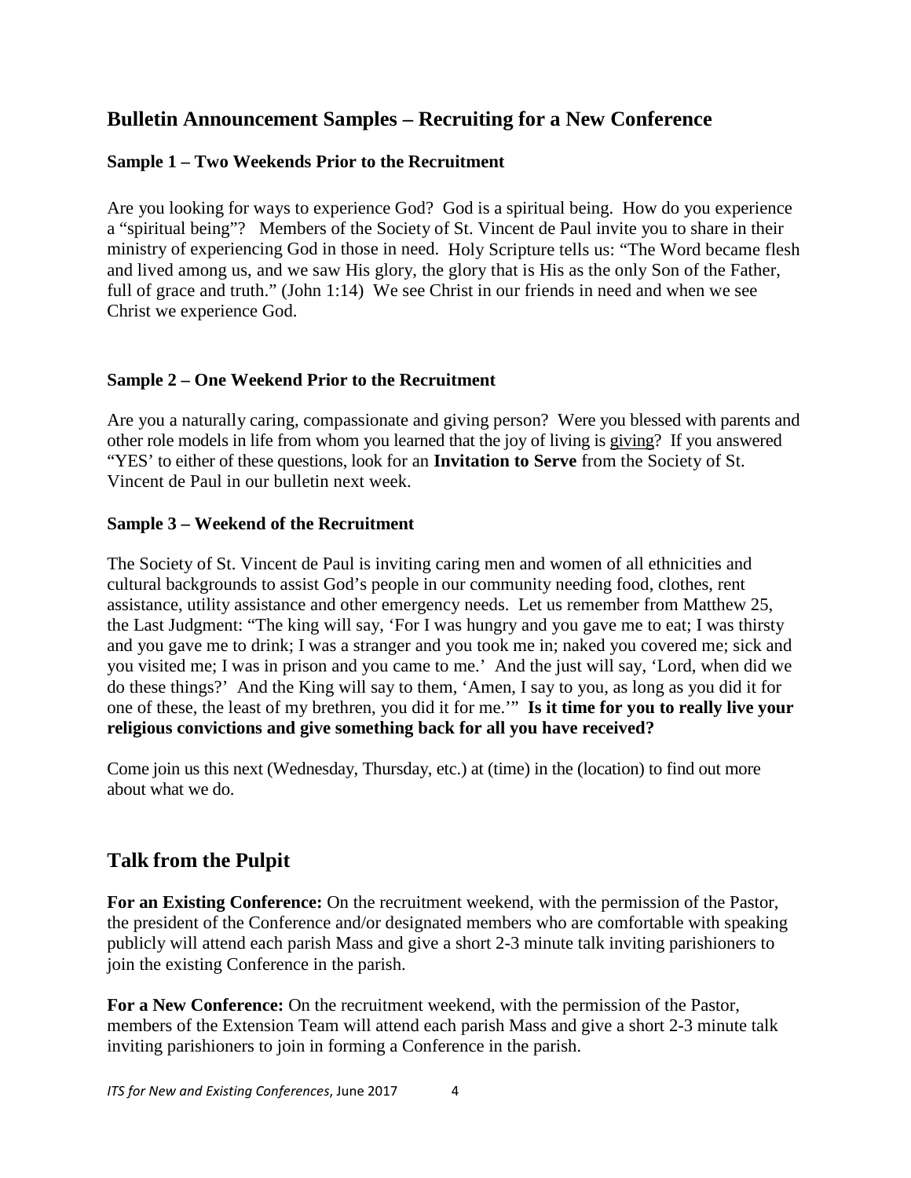## Bulletin Announcement Samples – Recruiting for a New Conference

### Sample 1 – Two Weekends Prior to the Recruitment

Are you looking for ways to experience God? God is a spiritual being. How do you experience a "spiritual being"? Members of the Society of St. Vincent de Paul invite you to share in their ministry of experiencing God in those in need. Holy Scripture tells us: "The Word became flesh and lived among us, and we saw His glory, the glory that is His as the only Son of the Father, full of grace and truth." (John 1:14) We see Christ in our friends in need and when we see Christ we experience God.

### Sample 2 – One Weekend Prior to the Recruitment

Are you a naturally caring, compassionate and giving person? Were you blessed with parents and other role models in life from whom you learned that the joy of living is <u>giving</u>? If you answered "YES' to either of these questions, look for an **Invitation to Serve** from the Society of St. Vincent de Paul in our bulletin next week.

### Sample 3 – Weekend of the Recruitment

The Society of St. Vincent de Paul is inviting caring men and women of all ethnicities and cultural backgrounds to assist God's people in our community needing food, clothes, rent assistance, utility assistance and other emergency needs. Let us remember from Matthew 25, the Last Judgment: "The king will say, 'For I was hungry and you gave me to eat; I was thirsty and you gave me to drink; I was a stranger and you took me in; naked you covered me; sick and you visited me; I was in prison and you came to me.' And the just will say, 'Lord, when did we do these things?' And the King will say to them, 'Amen, I say to you, as long as you did it for one of these, the least of my brethren, you did it for me.'" **Is it time for you to really live your religious convictions and give something back for all you have received?**

Come join us this next (Wednesday, Thursday, etc.) at (time) in the (location) to find out more about what we do.

## Talk from the Pulpit

**For an Existing Conference:** On the recruitment weekend, with the permission of the Pastor, the president of the Conference and/or designated members who are comfortable with speaking publicly will attend each parish Mass and give a short 2-3 minute talk inviting parishioners to join the existing Conference in the parish.

**For a New Conference:** On the recruitment weekend, with the permission of the Pastor, members of the Extension Team will attend each parish Mass and give a short 2-3 minute talk inviting parishioners to join in forming a Conference in the parish.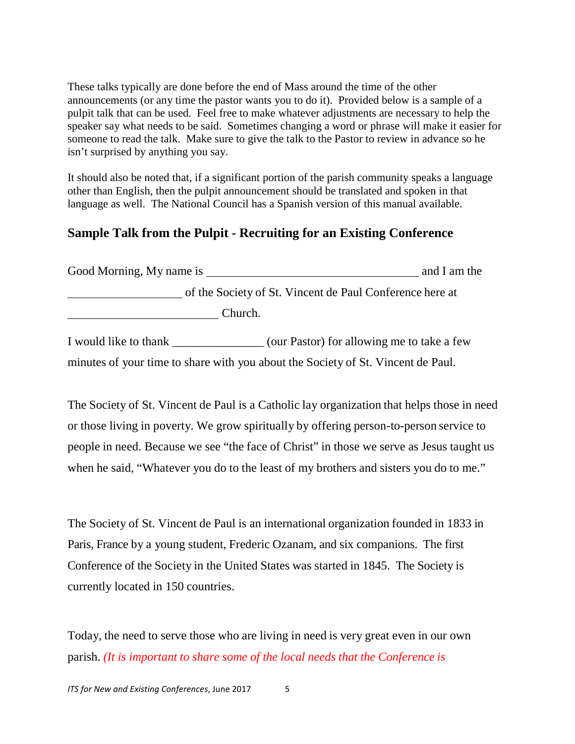These talks typically are done before the end of Mass around the time of the other announcements (or any time the pastor wants you to do it). Provided below is a sample of a pulpit talk that can be used. Feel free to make whatever adjustments are necessary to help the speaker say what needs to be said. Sometimes changing a word or phrase will make it easier for someone to read the talk. Make sure to give the talk to the Pastor to review in advance so he isn't surprised by anything you say.

It should also be noted that, if a significant portion of the parish community speaks a language other than English, then the pulpit announcement should be translated and spoken in that language as well. The National Council has a Spanish version of this manual available.

## Sample Talk from the Pulpit - Recruiting for an Existing Conference

Good Morning, My name is ___________________________________ and I am the ___________________ of the Society of St. Vincent de Paul Conference here at _________________________ Church.

I would like to thank _______________ (our Pastor) for allowing me to take a few minutes of your time to share with you about the Society of St. Vincent de Paul.

The Society of St. Vincent de Paul is a Catholic lay organization that helps those in need or those living in poverty. We grow spiritually by offering person-to-person service to people in need. Because we see "the face of Christ" in those we serve as Jesus taught us when he said, "Whatever you do to the least of my brothers and sisters you do to me."

The Society of St. Vincent de Paul is an international organization founded in 1833 in Paris, France by a young student, Frederic Ozanam, and six companions. The first Conference of the Society in the United States was started in 1845. The Society is currently located in 150 countries.

Today, the need to serve those who are living in need is very great even in our own parish. *(It is important to share some of the local needs that the Conference is*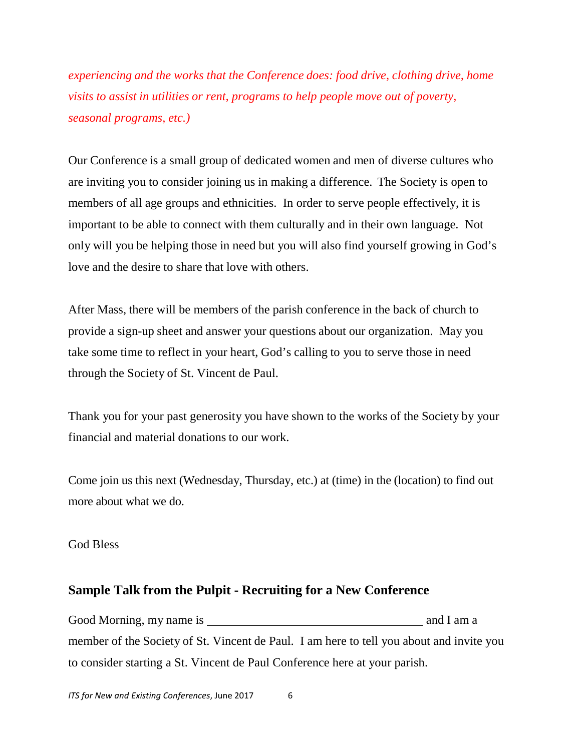*experiencing and the works that the Conference does: food drive, clothing drive, home visits to assist in utilities or rent, programs to help people move out of poverty, seasonal programs, etc.)*

Our Conference is a small group of dedicated women and men of diverse cultures who are inviting you to consider joining us in making a difference. The Society is open to members of all age groups and ethnicities. In order to serve people effectively, it is important to be able to connect with them culturally and in their own language. Not only will you be helping those in need but you will also find yourself growing in God's love and the desire to share that love with others.

After Mass, there will be members of the parish conference in the back of church to provide a sign-up sheet and answer your questions about our organization. May you take some time to reflect in your heart, God's calling to you to serve those in need through the Society of St. Vincent de Paul.

Thank you for your past generosity you have shown to the works of the Society by your financial and material donations to our work.

Come join us this next (Wednesday, Thursday, etc.) at (time) in the (location) to find out more about what we do.

God Bless

## Sample Talk from the Pulpit - Recruiting for a New Conference

Good Morning, my name is ____________________________________ and I am a member of the Society of St. Vincent de Paul. I am here to tell you about and invite you to consider starting a St. Vincent de Paul Conference here at your parish.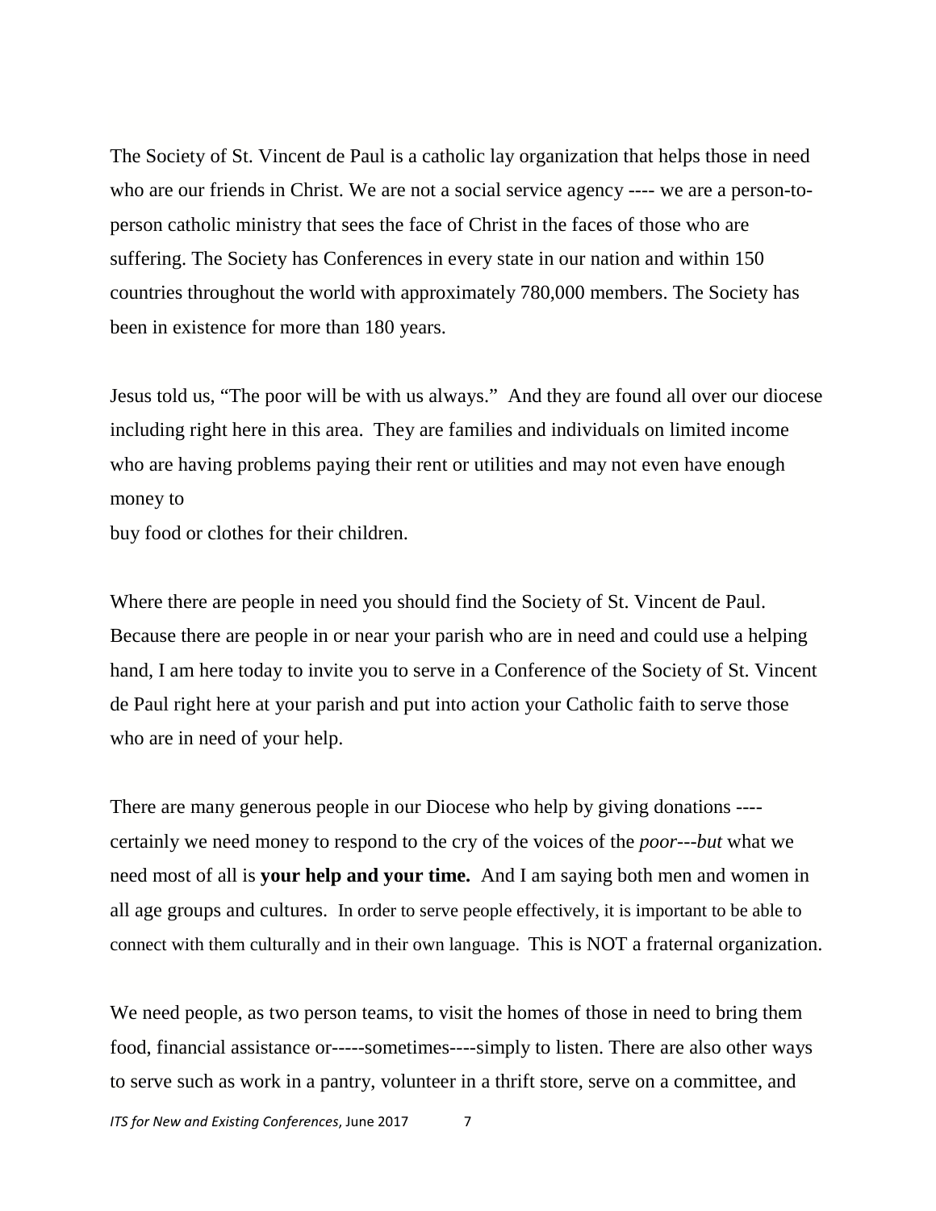The Society of St. Vincent de Paul is a catholic lay organization that helps those in need who are our friends in Christ. We are not a social service agency ---- we are a person-to-person catholic ministry that sees the face of Christ in the faces of those who are suffering. The Society has Conferences in every state in our nation and within 150 countries throughout the world with approximately 780,000 members. The Society has been in existence for more than 180 years.

Jesus told us, "The poor will be with us always." And they are found all over our diocese including right here in this area. They are families and individuals on limited income who are having problems paying their rent or utilities and may not even have enough money to
buy food or clothes for their children.

Where there are people in need you should find the Society of St. Vincent de Paul. Because there are people in or near your parish who are in need and could use a helping hand, I am here today to invite you to serve in a Conference of the Society of St. Vincent de Paul right here at your parish and put into action your Catholic faith to serve those who are in need of your help.

There are many generous people in our Diocese who help by giving donations ---- certainly we need money to respond to the cry of the voices of the *poor---but* what we need most of all is **your help and your time.** And I am saying both men and women in all age groups and cultures. In order to serve people effectively, it is important to be able to connect with them culturally and in their own language. This is NOT a fraternal organization.

We need people, as two person teams, to visit the homes of those in need to bring them food, financial assistance or-----sometimes----simply to listen. There are also other ways to serve such as work in a pantry, volunteer in a thrift store, serve on a committee, and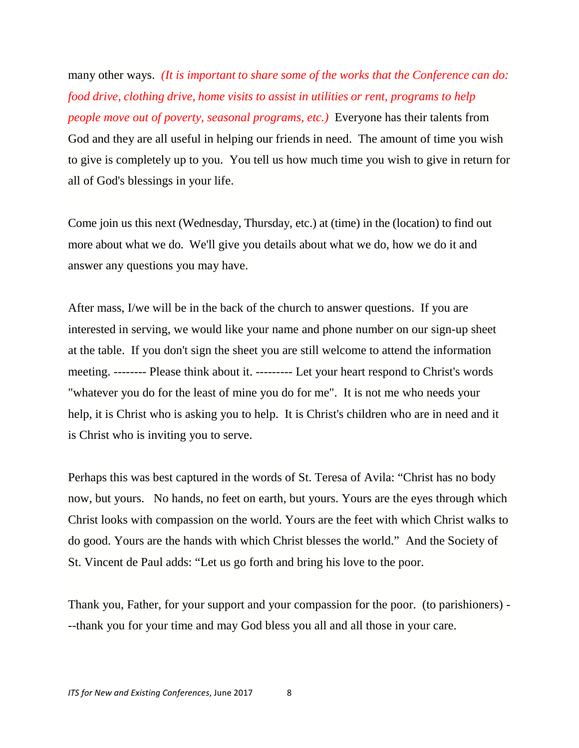many other ways. *(It is important to share some of the works that the Conference can do: food drive, clothing drive, home visits to assist in utilities or rent, programs to help people move out of poverty, seasonal programs, etc.)* Everyone has their talents from God and they are all useful in helping our friends in need. The amount of time you wish to give is completely up to you. You tell us how much time you wish to give in return for all of God's blessings in your life.

Come join us this next (Wednesday, Thursday, etc.) at (time) in the (location) to find out more about what we do. We'll give you details about what we do, how we do it and answer any questions you may have.

After mass, I/we will be in the back of the church to answer questions. If you are interested in serving, we would like your name and phone number on our sign-up sheet at the table. If you don't sign the sheet you are still welcome to attend the information meeting. -------- Please think about it. --------- Let your heart respond to Christ's words "whatever you do for the least of mine you do for me". It is not me who needs your help, it is Christ who is asking you to help. It is Christ's children who are in need and it is Christ who is inviting you to serve.

Perhaps this was best captured in the words of St. Teresa of Avila: "Christ has no body now, but yours. No hands, no feet on earth, but yours. Yours are the eyes through which Christ looks with compassion on the world. Yours are the feet with which Christ walks to do good. Yours are the hands with which Christ blesses the world." And the Society of St. Vincent de Paul adds: "Let us go forth and bring his love to the poor.

Thank you, Father, for your support and your compassion for the poor. (to parishioners) ---thank you for your time and may God bless you all and all those in your care.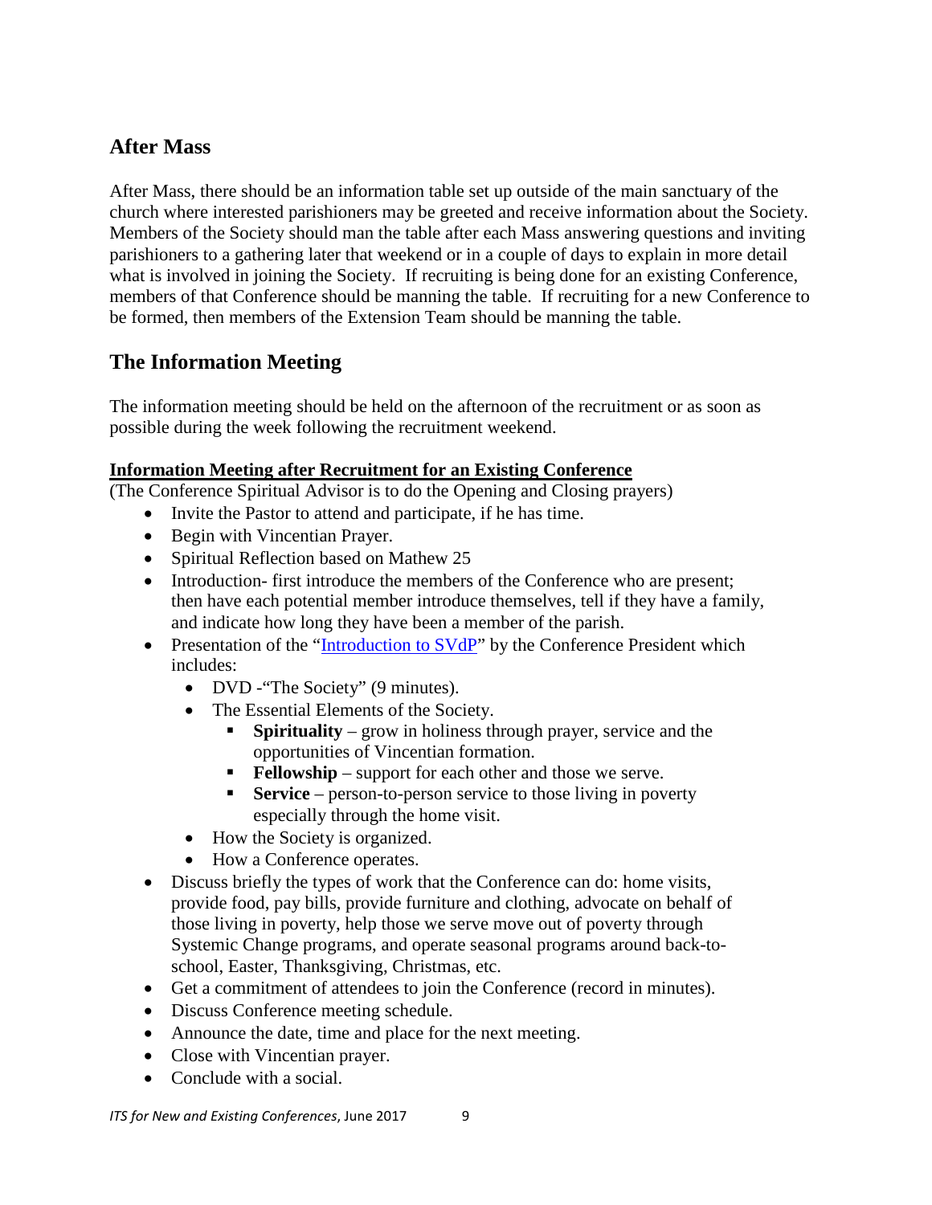## After Mass

After Mass, there should be an information table set up outside of the main sanctuary of the church where interested parishioners may be greeted and receive information about the Society. Members of the Society should man the table after each Mass answering questions and inviting parishioners to a gathering later that weekend or in a couple of days to explain in more detail what is involved in joining the Society. If recruiting is being done for an existing Conference, members of that Conference should be manning the table. If recruiting for a new Conference to be formed, then members of the Extension Team should be manning the table.

## The Information Meeting

The information meeting should be held on the afternoon of the recruitment or as soon as possible during the week following the recruitment weekend.

**Information Meeting after Recruitment for an Existing Conference**

(The Conference Spiritual Advisor is to do the Opening and Closing prayers)

- Invite the Pastor to attend and participate, if he has time.
- Begin with Vincentian Prayer.
- Spiritual Reflection based on Mathew 25
- Introduction- first introduce the members of the Conference who are present; then have each potential member introduce themselves, tell if they have a family, and indicate how long they have been a member of the parish.
- Presentation of the "Introduction to SVdP" by the Conference President which includes:
  - DVD -"The Society" (9 minutes).
  - The Essential Elements of the Society.
    - **Spirituality** – grow in holiness through prayer, service and the opportunities of Vincentian formation.
    - **Fellowship** – support for each other and those we serve.
    - **Service** – person-to-person service to those living in poverty especially through the home visit.
  - How the Society is organized.
  - How a Conference operates.
- Discuss briefly the types of work that the Conference can do: home visits, provide food, pay bills, provide furniture and clothing, advocate on behalf of those living in poverty, help those we serve move out of poverty through Systemic Change programs, and operate seasonal programs around back-to-school, Easter, Thanksgiving, Christmas, etc.
- Get a commitment of attendees to join the Conference (record in minutes).
- Discuss Conference meeting schedule.
- Announce the date, time and place for the next meeting.
- Close with Vincentian prayer.
- Conclude with a social.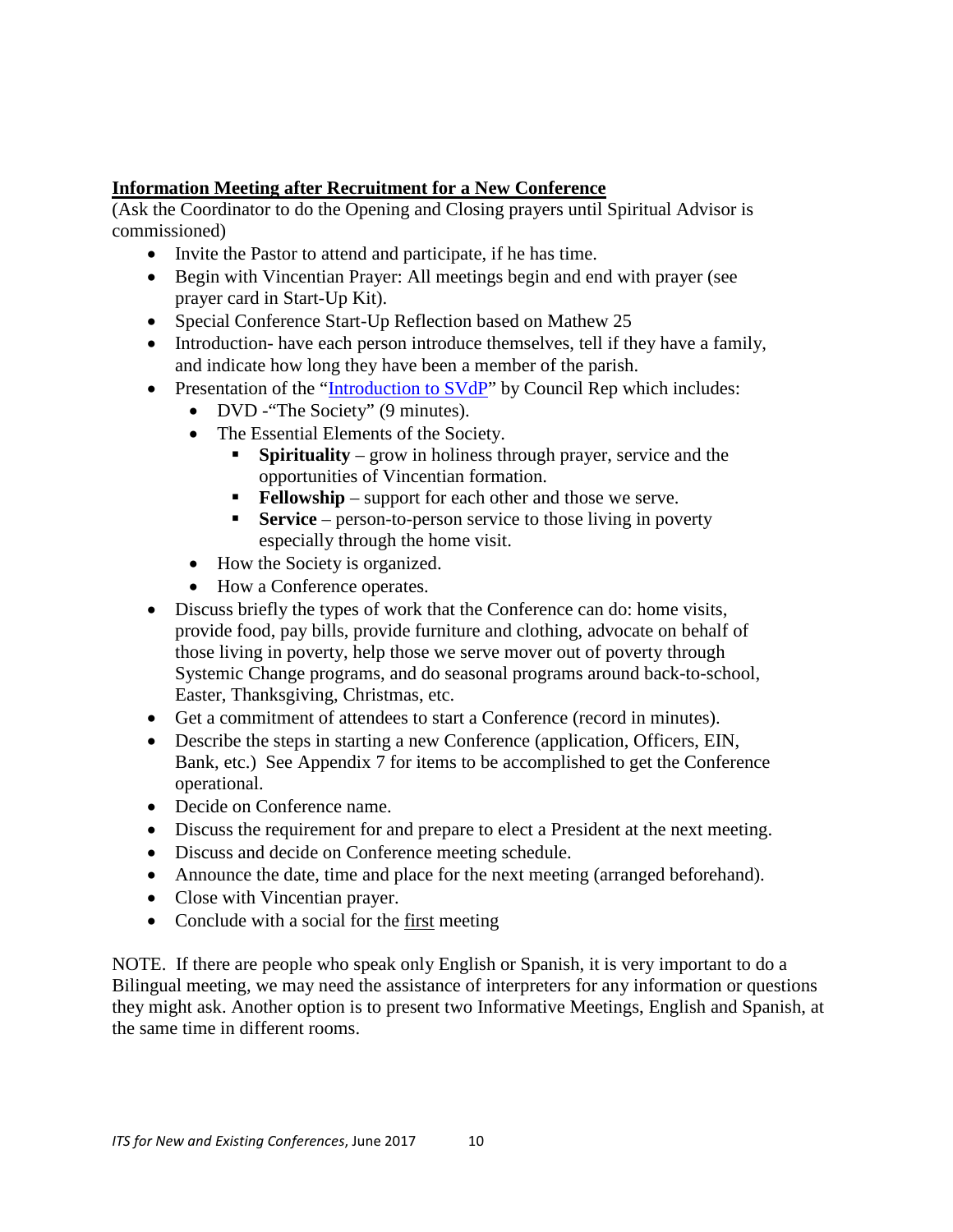## <u>Information Meeting after Recruitment for a New Conference</u>

(Ask the Coordinator to do the Opening and Closing prayers until Spiritual Advisor is commissioned)

- Invite the Pastor to attend and participate, if he has time.
- Begin with Vincentian Prayer: All meetings begin and end with prayer (see prayer card in Start-Up Kit).
- Special Conference Start-Up Reflection based on Mathew 25
- Introduction- have each person introduce themselves, tell if they have a family, and indicate how long they have been a member of the parish.
- Presentation of the "Introduction to SVdP" by Council Rep which includes:
  - DVD -"The Society" (9 minutes).
  - The Essential Elements of the Society.
    - **Spirituality** – grow in holiness through prayer, service and the opportunities of Vincentian formation.
    - **Fellowship** – support for each other and those we serve.
    - **Service** – person-to-person service to those living in poverty especially through the home visit.
  - How the Society is organized.
  - How a Conference operates.
- Discuss briefly the types of work that the Conference can do: home visits, provide food, pay bills, provide furniture and clothing, advocate on behalf of those living in poverty, help those we serve mover out of poverty through Systemic Change programs, and do seasonal programs around back-to-school, Easter, Thanksgiving, Christmas, etc.
- Get a commitment of attendees to start a Conference (record in minutes).
- Describe the steps in starting a new Conference (application, Officers, EIN, Bank, etc.) See Appendix 7 for items to be accomplished to get the Conference operational.
- Decide on Conference name.
- Discuss the requirement for and prepare to elect a President at the next meeting.
- Discuss and decide on Conference meeting schedule.
- Announce the date, time and place for the next meeting (arranged beforehand).
- Close with Vincentian prayer.
- Conclude with a social for the <u>first</u> meeting

NOTE. If there are people who speak only English or Spanish, it is very important to do a Bilingual meeting, we may need the assistance of interpreters for any information or questions they might ask. Another option is to present two Informative Meetings, English and Spanish, at the same time in different rooms.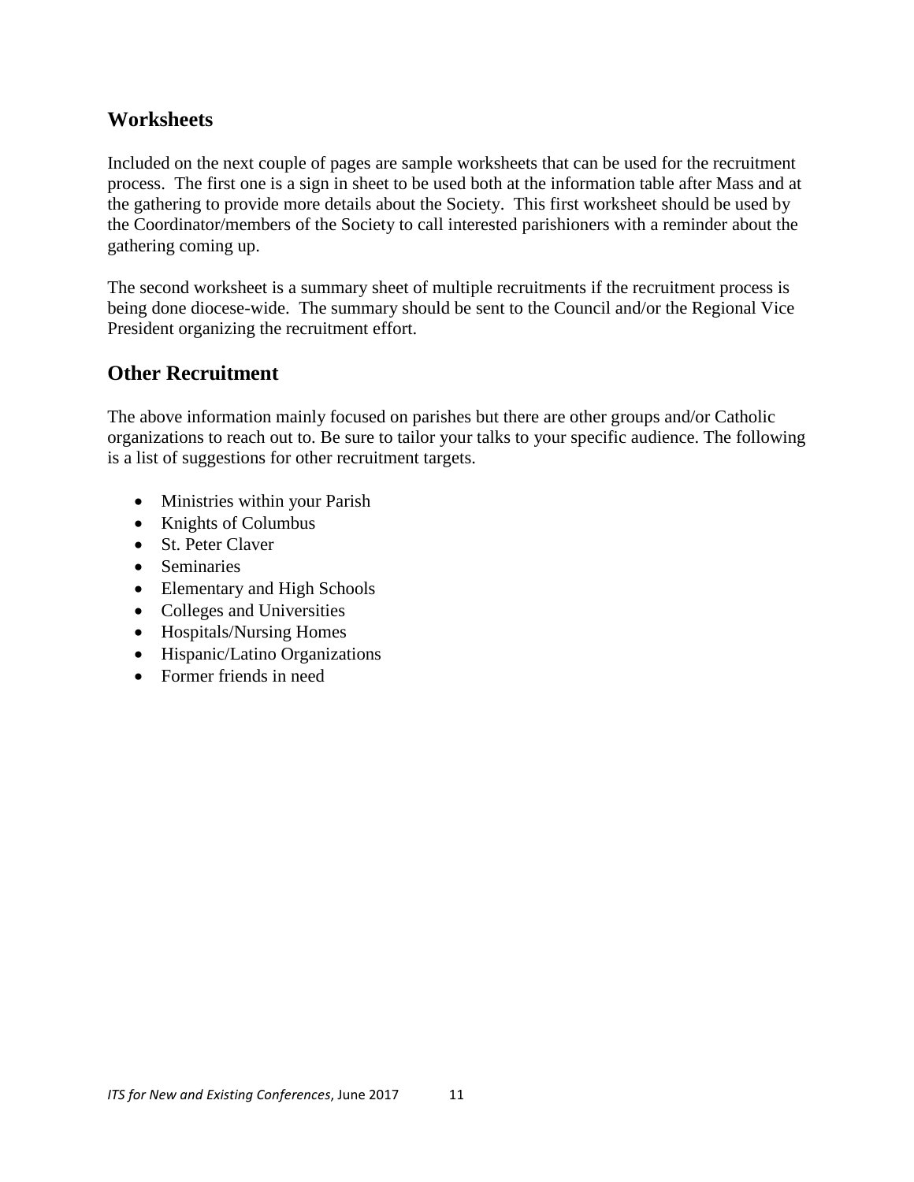## Worksheets

Included on the next couple of pages are sample worksheets that can be used for the recruitment process. The first one is a sign in sheet to be used both at the information table after Mass and at the gathering to provide more details about the Society. This first worksheet should be used by the Coordinator/members of the Society to call interested parishioners with a reminder about the gathering coming up.

The second worksheet is a summary sheet of multiple recruitments if the recruitment process is being done diocese-wide. The summary should be sent to the Council and/or the Regional Vice President organizing the recruitment effort.

## Other Recruitment

The above information mainly focused on parishes but there are other groups and/or Catholic organizations to reach out to. Be sure to tailor your talks to your specific audience. The following is a list of suggestions for other recruitment targets.

- Ministries within your Parish
- Knights of Columbus
- St. Peter Claver
- Seminaries
- Elementary and High Schools
- Colleges and Universities
- Hospitals/Nursing Homes
- Hispanic/Latino Organizations
- Former friends in need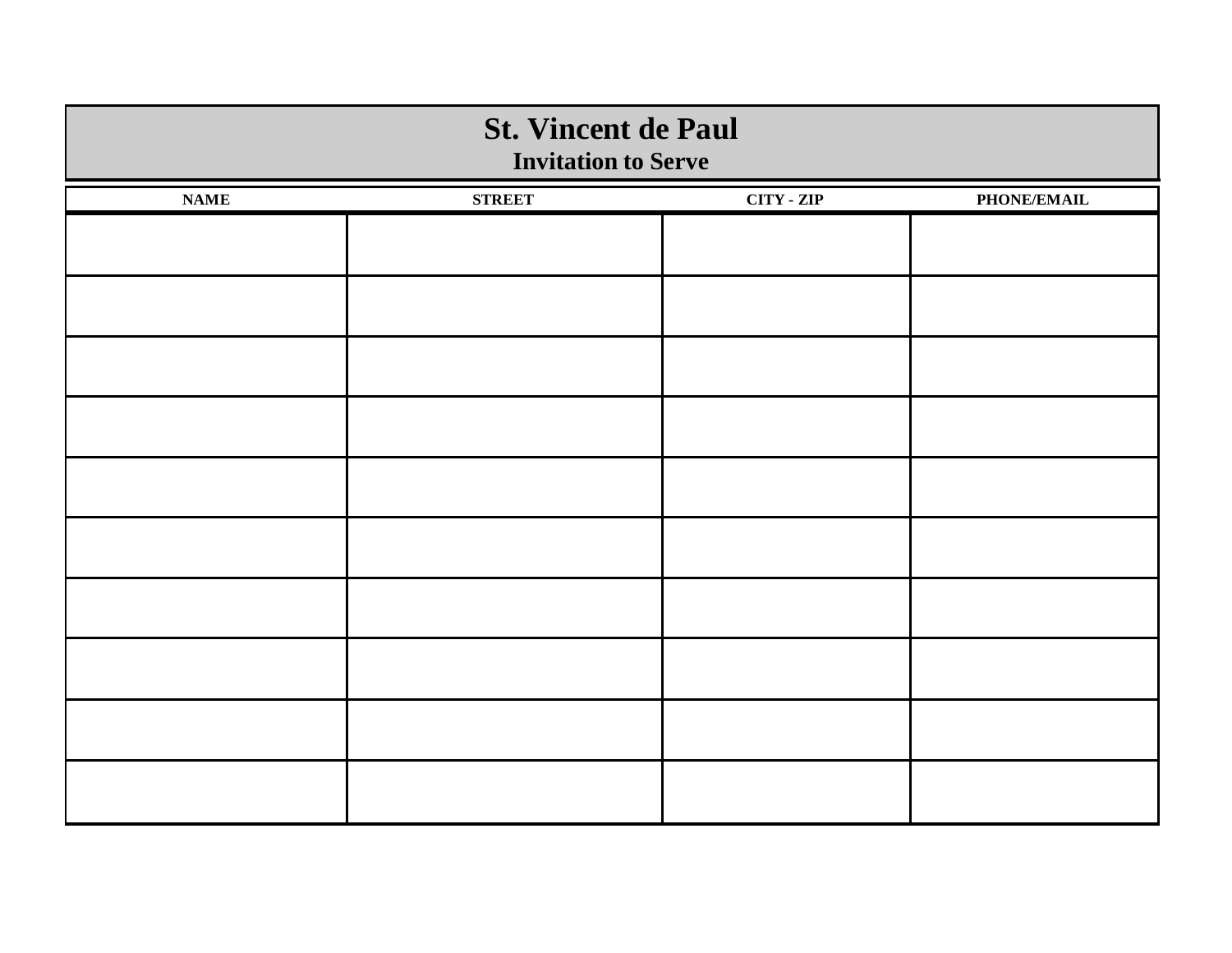# St. Vincent de Paul

## Invitation to Serve

| NAME | STREET | CITY - ZIP | PHONE/EMAIL |
|---|---|---|---|
| | | | |
| | | | |
| | | | |
| | | | |
| | | | |
| | | | |
| | | | |
| | | | |
| | | | |
| | | | |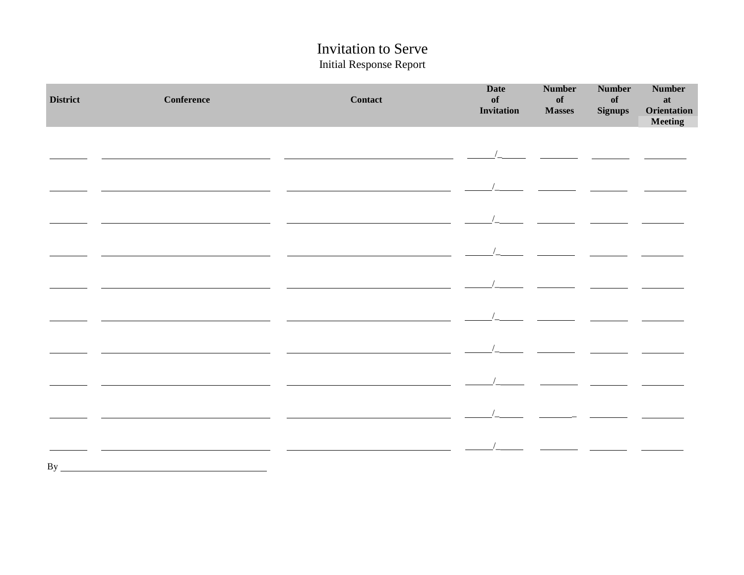# Invitation to Serve

Initial Response Report

| District | Conference | Contact | Date of Invitation | Number of Masses | Number of Signups | Number at Orientation Meeting |
|---|---|---|---|---|---|---|
| ________ | ____________________________________ | ____________________________________ | ______/______ | ________ | ________ | ________ |
| ________ | ____________________________________ | ____________________________________ | ______/______ | ________ | ________ | ________ |
| ________ | ____________________________________ | ____________________________________ | ______/______ | ________ | ________ | ________ |
| ________ | ____________________________________ | ____________________________________ | ______/______ | ________ | ________ | ________ |
| ________ | ____________________________________ | ____________________________________ | ______/______ | ________ | ________ | ________ |
| ________ | ____________________________________ | ____________________________________ | ______/______ | ________ | ________ | ________ |
| ________ | ____________________________________ | ____________________________________ | ______/______ | ________ | ________ | ________ |
| ________ | ____________________________________ | ____________________________________ | ______/______ | ________ | ________ | ________ |
| ________ | ____________________________________ | ____________________________________ | ______/______ | ________ | ________ | ________ |
| ________ | ____________________________________ | ____________________________________ | ______/______ | ________ | ________ | ________ |

By ____________________________________________